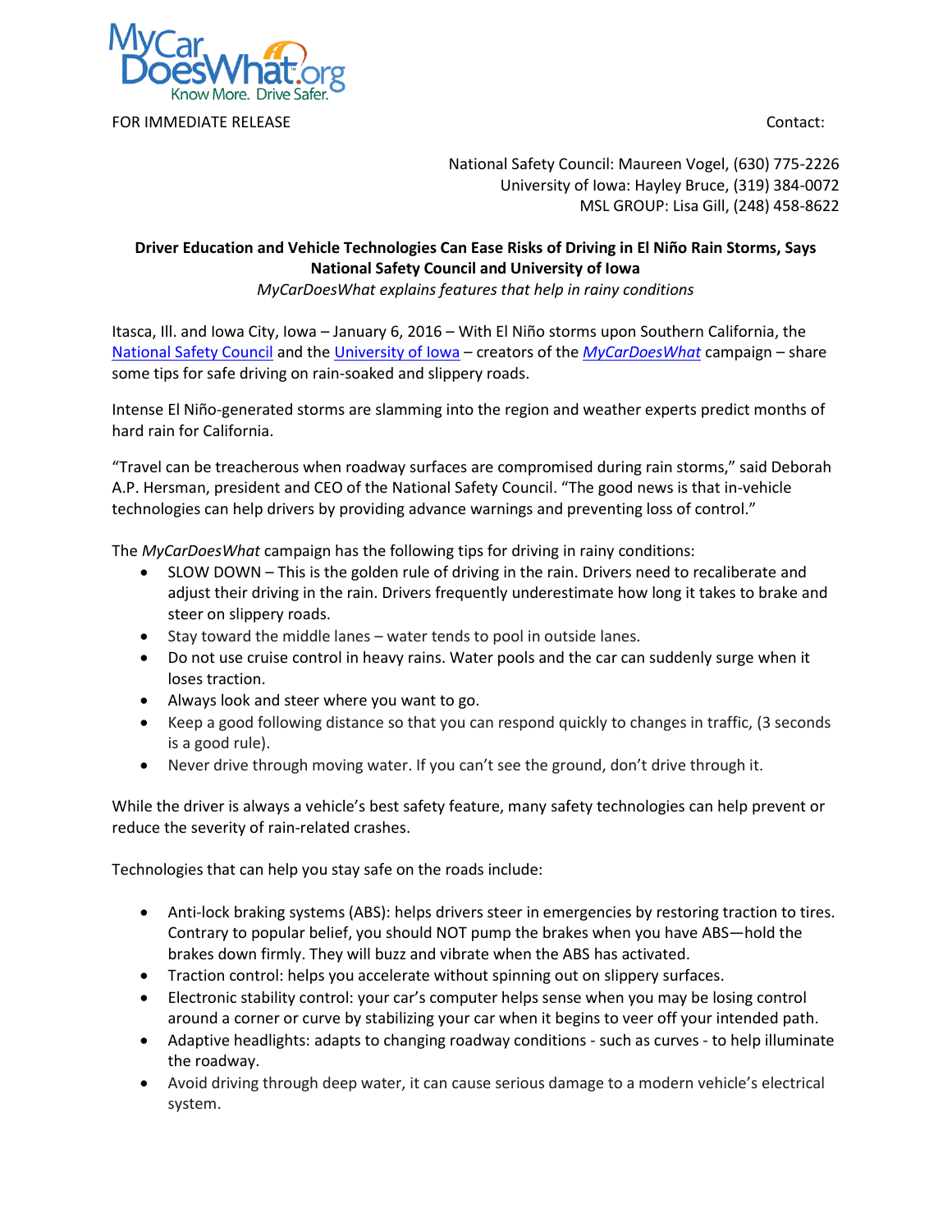MyCarDoesWhat.org
Know More. Drive Safer.

FOR IMMEDIATE RELEASE

Contact:

National Safety Council: Maureen Vogel, (630) 775-2226
University of Iowa: Hayley Bruce, (319) 384-0072
MSL GROUP: Lisa Gill, (248) 458-8622

**Driver Education and Vehicle Technologies Can Ease Risks of Driving in El Niño Rain Storms, Says National Safety Council and University of Iowa**

*MyCarDoesWhat explains features that help in rainy conditions*

Itasca, Ill. and Iowa City, Iowa – January 6, 2016 – With El Niño storms upon Southern California, the National Safety Council and the University of Iowa – creators of the *MyCarDoesWhat* campaign – share some tips for safe driving on rain-soaked and slippery roads.

Intense El Niño-generated storms are slamming into the region and weather experts predict months of hard rain for California.

"Travel can be treacherous when roadway surfaces are compromised during rain storms," said Deborah A.P. Hersman, president and CEO of the National Safety Council. "The good news is that in-vehicle technologies can help drivers by providing advance warnings and preventing loss of control."

The *MyCarDoesWhat* campaign has the following tips for driving in rainy conditions:

- SLOW DOWN – This is the golden rule of driving in the rain. Drivers need to recaliberate and adjust their driving in the rain. Drivers frequently underestimate how long it takes to brake and steer on slippery roads.
- Stay toward the middle lanes – water tends to pool in outside lanes.
- Do not use cruise control in heavy rains. Water pools and the car can suddenly surge when it loses traction.
- Always look and steer where you want to go.
- Keep a good following distance so that you can respond quickly to changes in traffic, (3 seconds is a good rule).
- Never drive through moving water. If you can't see the ground, don't drive through it.

While the driver is always a vehicle's best safety feature, many safety technologies can help prevent or reduce the severity of rain-related crashes.

Technologies that can help you stay safe on the roads include:

- Anti-lock braking systems (ABS): helps drivers steer in emergencies by restoring traction to tires. Contrary to popular belief, you should NOT pump the brakes when you have ABS—hold the brakes down firmly. They will buzz and vibrate when the ABS has activated.
- Traction control: helps you accelerate without spinning out on slippery surfaces.
- Electronic stability control: your car's computer helps sense when you may be losing control around a corner or curve by stabilizing your car when it begins to veer off your intended path.
- Adaptive headlights: adapts to changing roadway conditions - such as curves - to help illuminate the roadway.
- Avoid driving through deep water, it can cause serious damage to a modern vehicle's electrical system.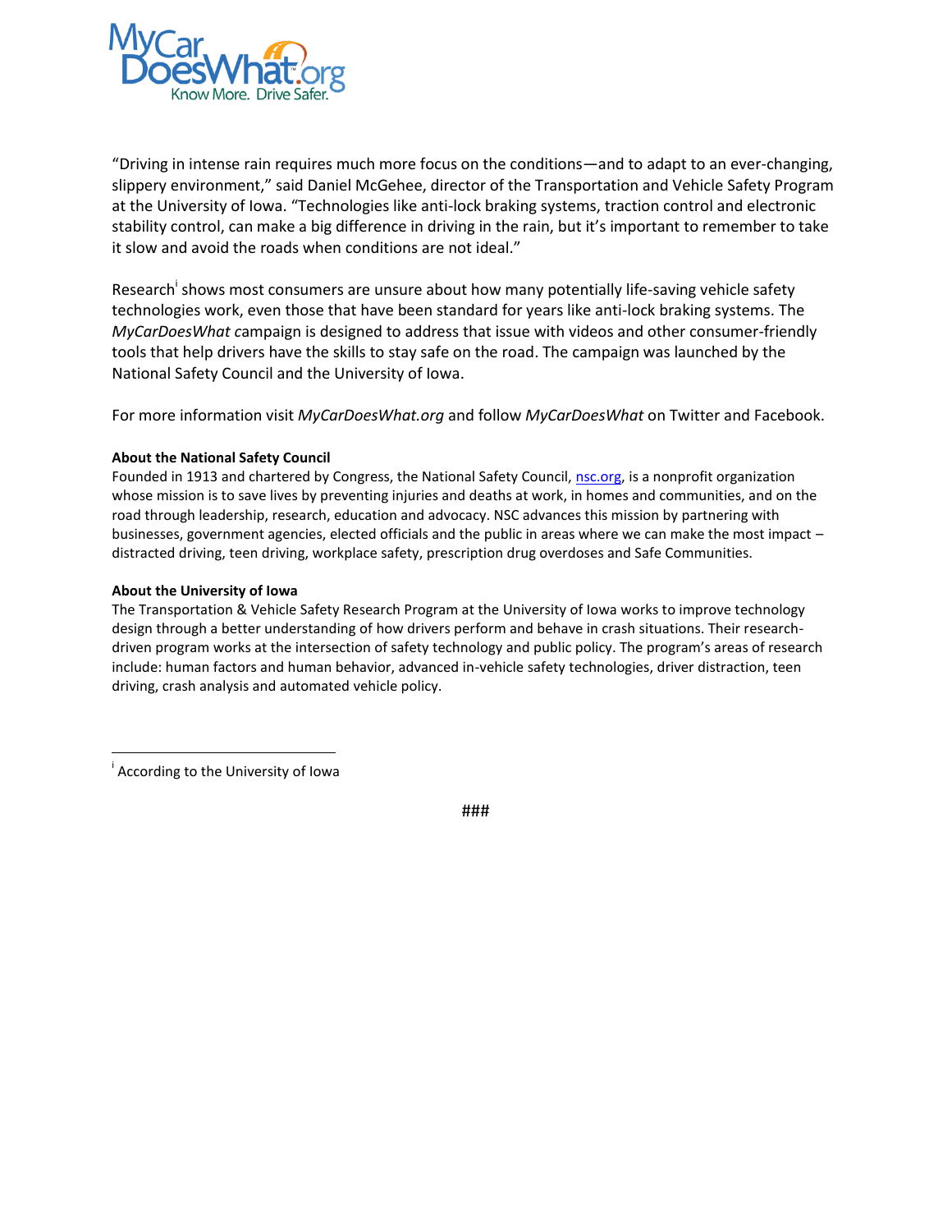“Driving in intense rain requires much more focus on the conditions—and to adapt to an ever-changing, slippery environment,” said Daniel McGehee, director of the Transportation and Vehicle Safety Program at the University of Iowa. “Technologies like anti-lock braking systems, traction control and electronic stability control, can make a big difference in driving in the rain, but it’s important to remember to take it slow and avoid the roads when conditions are not ideal.”

Research[i] shows most consumers are unsure about how many potentially life-saving vehicle safety technologies work, even those that have been standard for years like anti-lock braking systems. The *MyCarDoesWhat* campaign is designed to address that issue with videos and other consumer-friendly tools that help drivers have the skills to stay safe on the road. The campaign was launched by the National Safety Council and the University of Iowa.

For more information visit *MyCarDoesWhat.org* and follow *MyCarDoesWhat* on Twitter and Facebook.

**About the National Safety Council**
Founded in 1913 and chartered by Congress, the National Safety Council, nsc.org, is a nonprofit organization whose mission is to save lives by preventing injuries and deaths at work, in homes and communities, and on the road through leadership, research, education and advocacy. NSC advances this mission by partnering with businesses, government agencies, elected officials and the public in areas where we can make the most impact – distracted driving, teen driving, workplace safety, prescription drug overdoses and Safe Communities.

**About the University of Iowa**
The Transportation & Vehicle Safety Research Program at the University of Iowa works to improve technology design through a better understanding of how drivers perform and behave in crash situations. Their research-driven program works at the intersection of safety technology and public policy. The program’s areas of research include: human factors and human behavior, advanced in-vehicle safety technologies, driver distraction, teen driving, crash analysis and automated vehicle policy.

---

[i] According to the University of Iowa

###